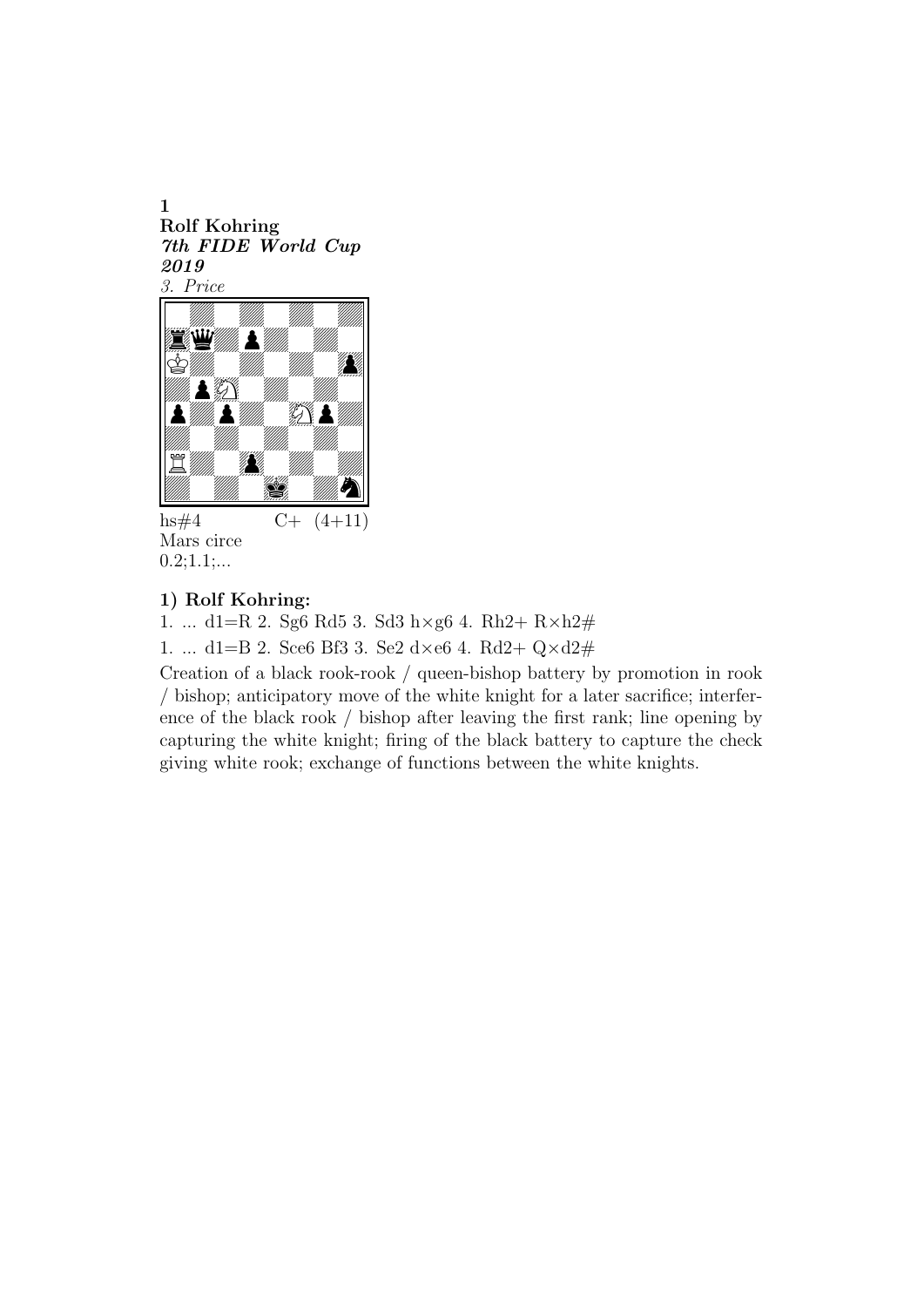**1**
**Rolf Kohring**
***7th FIDE World Cup 2019***
*3. Price*

hs#4 C+ (4+11)
Mars circe
0.2;1.1;...

### 1) Rolf Kohring:

1. ... d1=R 2. Sg6 Rd5 3. Sd3 h×g6 4. Rh2+ R×h2#

1. ... d1=B 2. Sce6 Bf3 3. Se2 d×e6 4. Rd2+ Q×d2#

Creation of a black rook-rook / queen-bishop battery by promotion in rook / bishop; anticipatory move of the white knight for a later sacrifice; interference of the black rook / bishop after leaving the first rank; line opening by capturing the white knight; firing of the black battery to capture the check giving white rook; exchange of functions between the white knights.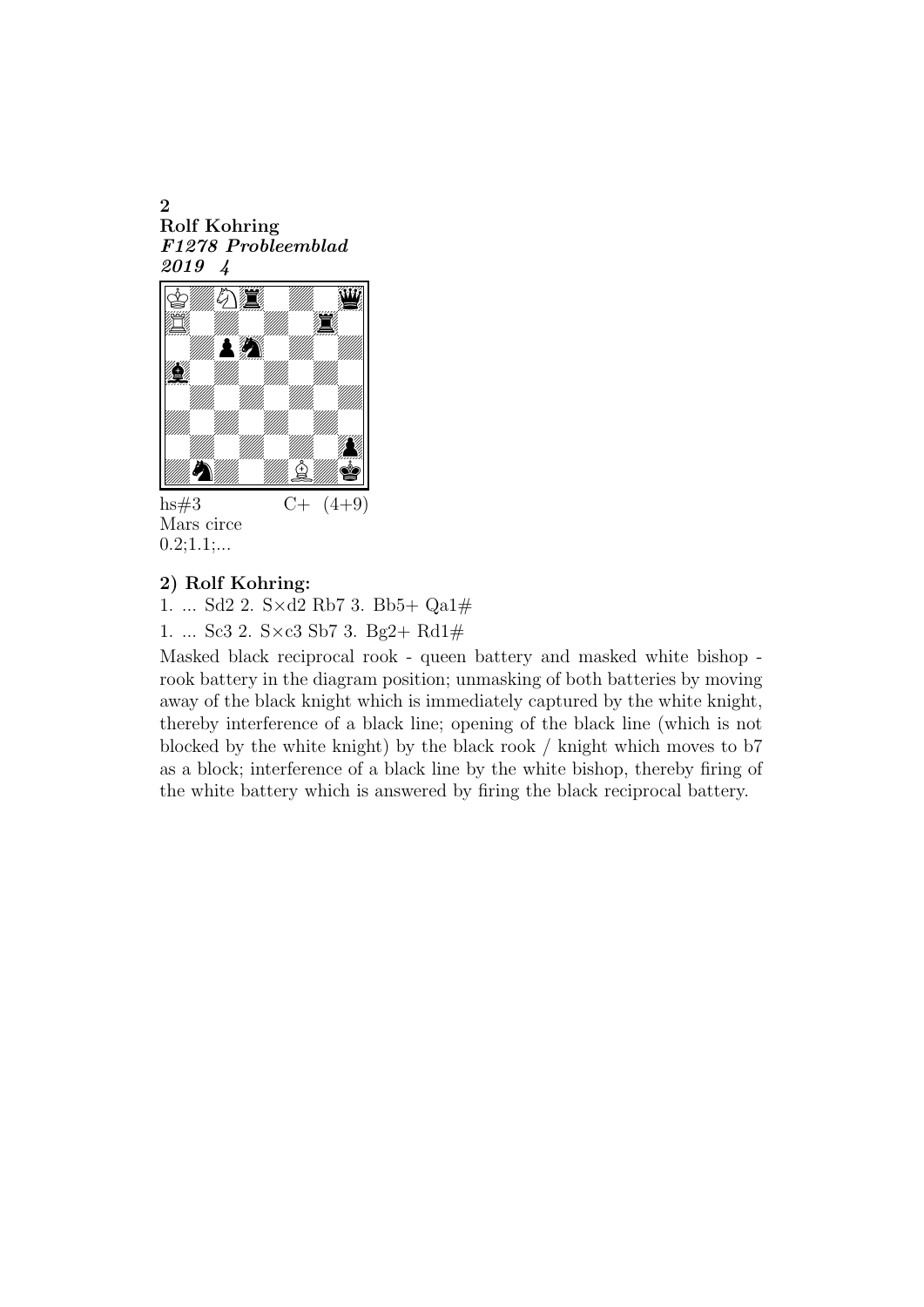**2**
**Rolf Kohring**
***F1278 Probleemblad***
***2019 4***

hs#3 C+ (4+9)
Mars circe
0.2;1.1;...

### 2) Rolf Kohring:

1. ... Sd2 2. S×d2 Rb7 3. Bb5+ Qa1#

1. ... Sc3 2. S×c3 Sb7 3. Bg2+ Rd1#

Masked black reciprocal rook - queen battery and masked white bishop - rook battery in the diagram position; unmasking of both batteries by moving away of the black knight which is immediately captured by the white knight, thereby interference of a black line; opening of the black line (which is not blocked by the white knight) by the black rook / knight which moves to b7 as a block; interference of a black line by the white bishop, thereby firing of the white battery which is answered by firing the black reciprocal battery.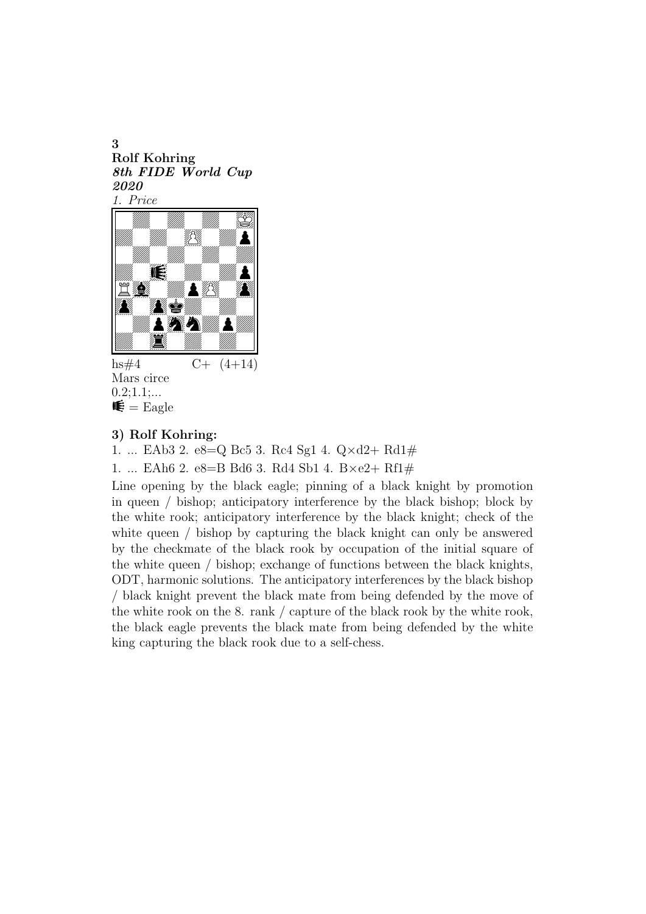**3**
**Rolf Kohring**
***8th FIDE World Cup 2020***
*1. Price*

hs#4 C+ (4+14)
Mars circe
0.2;1.1;...
= Eagle

### 3) Rolf Kohring:

1. ... EAb3 2. e8=Q Bc5 3. Rc4 Sg1 4. Q×d2+ Rd1#

1. ... EAh6 2. e8=B Bd6 3. Rd4 Sb1 4. B×e2+ Rf1#

Line opening by the black eagle; pinning of a black knight by promotion in queen / bishop; anticipatory interference by the black bishop; block by the white rook; anticipatory interference by the black knight; check of the white queen / bishop by capturing the black knight can only be answered by the checkmate of the black rook by occupation of the initial square of the white queen / bishop; exchange of functions between the black knights, ODT, harmonic solutions. The anticipatory interferences by the black bishop / black knight prevent the black mate from being defended by the move of the white rook on the 8. rank / capture of the black rook by the white rook, the black eagle prevents the black mate from being defended by the white king capturing the black rook due to a self-chess.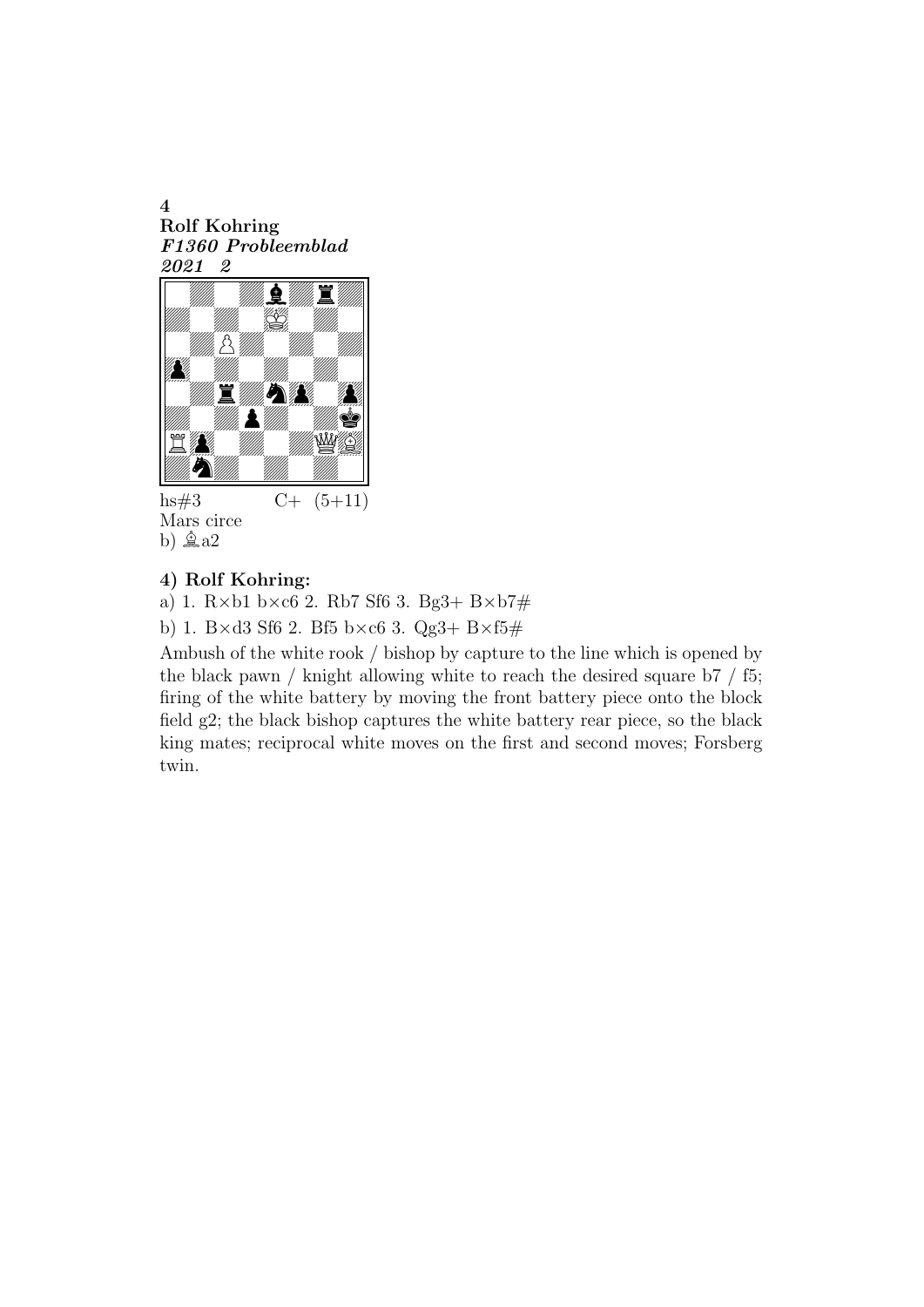**4**
**Rolf Kohring**
***F1360 Probleemblad***
***2021 2***

hs#3 C+ (5+11)
Mars circe
b) ♗a2

### 4) Rolf Kohring:

a) 1. R×b1 b×c6 2. Rb7 Sf6 3. Bg3+ B×b7#

b) 1. B×d3 Sf6 2. Bf5 b×c6 3. Qg3+ B×f5#

Ambush of the white rook / bishop by capture to the line which is opened by the black pawn / knight allowing white to reach the desired square b7 / f5; firing of the white battery by moving the front battery piece onto the block field g2; the black bishop captures the white battery rear piece, so the black king mates; reciprocal white moves on the first and second moves; Forsberg twin.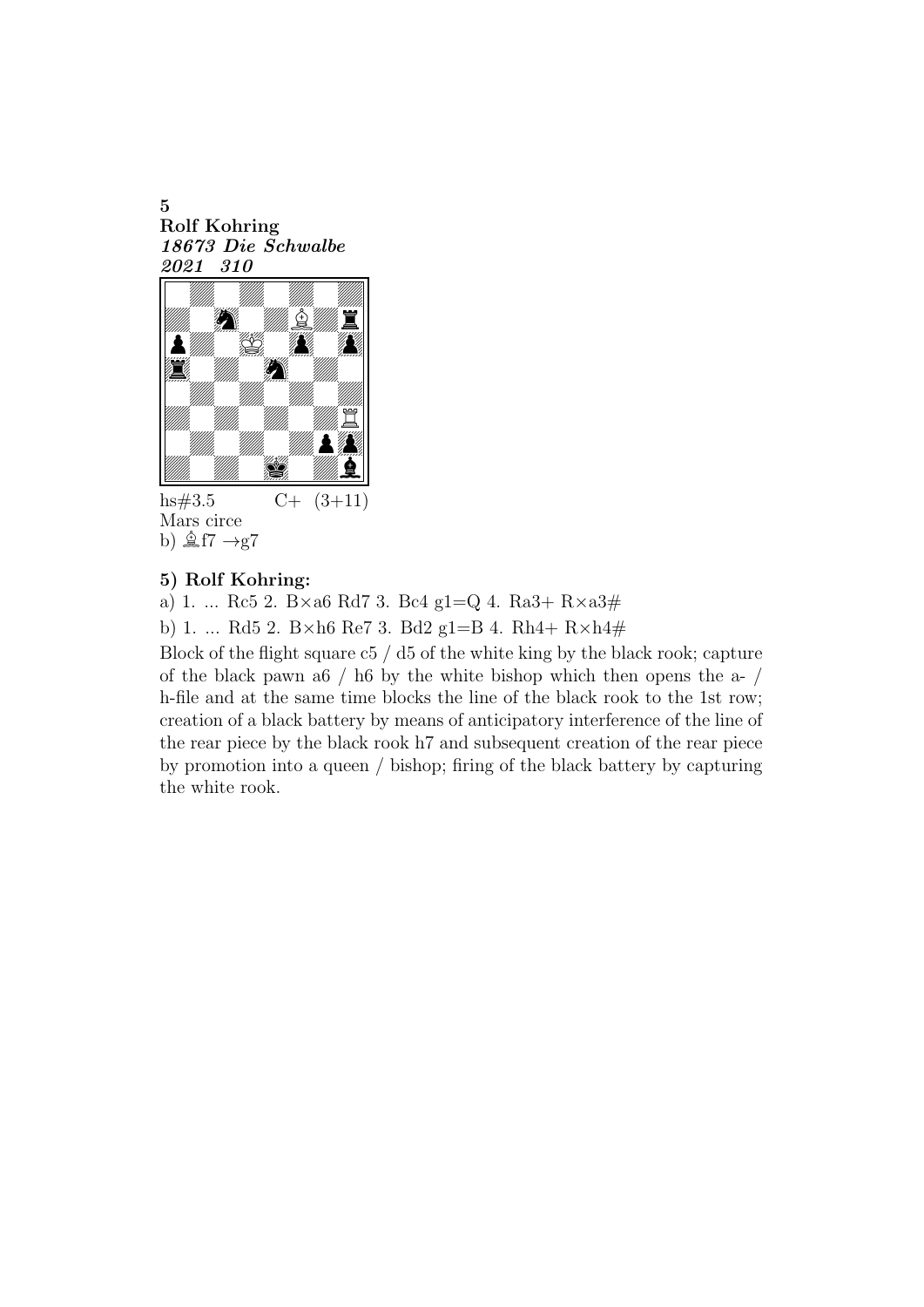**5**
**Rolf Kohring**
***18673 Die Schwalbe***
***2021 310***

hs#3.5 C+ (3+11)
Mars circe
b) ♗f7 →g7

### 5) Rolf Kohring:

a) 1. ... Rc5 2. B×a6 Rd7 3. Bc4 g1=Q 4. Ra3+ R×a3#

b) 1. ... Rd5 2. B×h6 Re7 3. Bd2 g1=B 4. Rh4+ R×h4#

Block of the flight square c5 / d5 of the white king by the black rook; capture of the black pawn a6 / h6 by the white bishop which then opens the a- / h-file and at the same time blocks the line of the black rook to the 1st row; creation of a black battery by means of anticipatory interference of the line of the rear piece by the black rook h7 and subsequent creation of the rear piece by promotion into a queen / bishop; firing of the black battery by capturing the white rook.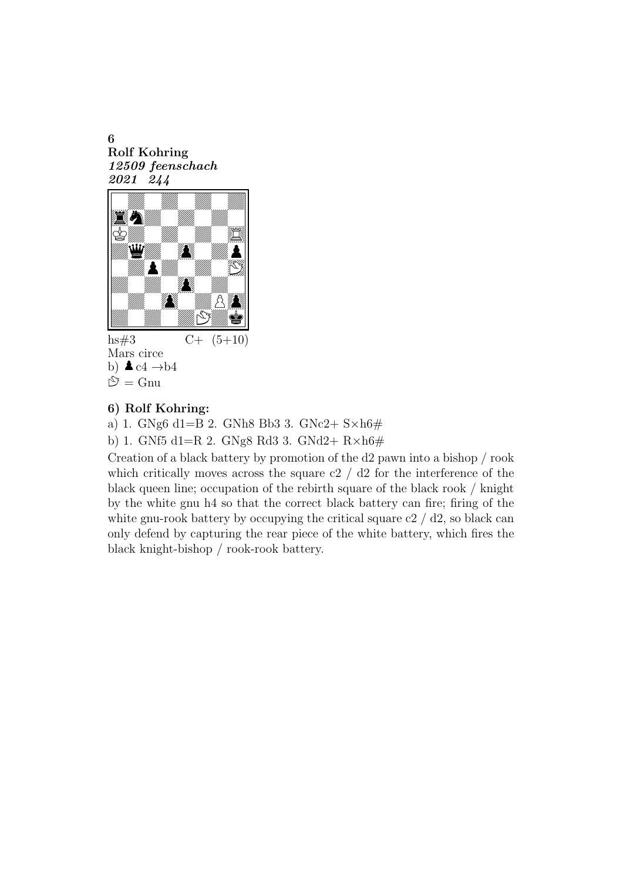**6**
**Rolf Kohring**
***12509 feenschach***
***2021 244***

hs#3 C+ (5+10)
Mars circe
b) ♟c4 →b4
♘ = Gnu

### 6) Rolf Kohring:

a) 1. GNg6 d1=B 2. GNh8 Bb3 3. GNc2+ S×h6#

b) 1. GNf5 d1=R 2. GNg8 Rd3 3. GNd2+ R×h6#

Creation of a black battery by promotion of the d2 pawn into a bishop / rook which critically moves across the square c2 / d2 for the interference of the black queen line; occupation of the rebirth square of the black rook / knight by the white gnu h4 so that the correct black battery can fire; firing of the white gnu-rook battery by occupying the critical square c2 / d2, so black can only defend by capturing the rear piece of the white battery, which fires the black knight-bishop / rook-rook battery.